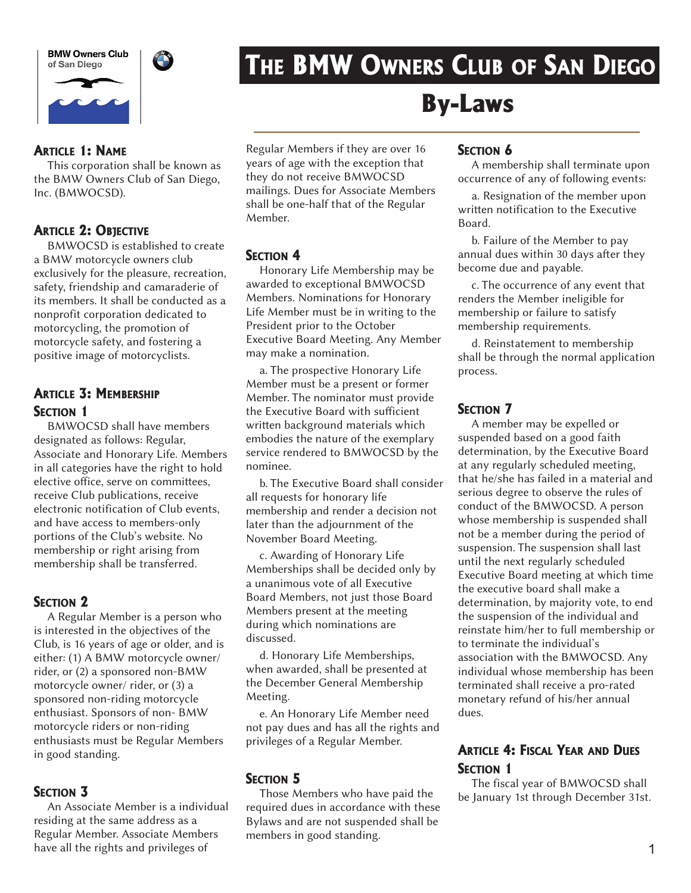# The BMW Owners Club of San Diego

# By-Laws

## Article 1: Name

This corporation shall be known as the BMW Owners Club of San Diego, Inc. (BMWOCSD).

## Article 2: Objective

BMWOCSD is established to create a BMW motorcycle owners club exclusively for the pleasure, recreation, safety, friendship and camaraderie of its members. It shall be conducted as a nonprofit corporation dedicated to motorcycling, the promotion of motorcycle safety, and fostering a positive image of motorcyclists.

## Article 3: Membership

### Section 1

BMWOCSD shall have members designated as follows: Regular, Associate and Honorary Life. Members in all categories have the right to hold elective office, serve on committees, receive Club publications, receive electronic notification of Club events, and have access to members-only portions of the Club's website. No membership or right arising from membership shall be transferred.

### Section 2

A Regular Member is a person who is interested in the objectives of the Club, is 16 years of age or older, and is either: (1) A BMW motorcycle owner/ rider, or (2) a sponsored non-BMW motorcycle owner/ rider, or (3) a sponsored non-riding motorcycle enthusiast. Sponsors of non- BMW motorcycle riders or non-riding enthusiasts must be Regular Members in good standing.

### Section 3

An Associate Member is a individual residing at the same address as a Regular Member. Associate Members have all the rights and privileges of Regular Members if they are over 16 years of age with the exception that they do not receive BMWOCSD mailings. Dues for Associate Members shall be one-half that of the Regular Member.

### Section 4

Honorary Life Membership may be awarded to exceptional BMWOCSD Members. Nominations for Honorary Life Member must be in writing to the President prior to the October Executive Board Meeting. Any Member may make a nomination.

a. The prospective Honorary Life Member must be a present or former Member. The nominator must provide the Executive Board with sufficient written background materials which embodies the nature of the exemplary service rendered to BMWOCSD by the nominee.

b. The Executive Board shall consider all requests for honorary life membership and render a decision not later than the adjournment of the November Board Meeting.

c. Awarding of Honorary Life Memberships shall be decided only by a unanimous vote of all Executive Board Members, not just those Board Members present at the meeting during which nominations are discussed.

d. Honorary Life Memberships, when awarded, shall be presented at the December General Membership Meeting.

e. An Honorary Life Member need not pay dues and has all the rights and privileges of a Regular Member.

### Section 5

Those Members who have paid the required dues in accordance with these Bylaws and are not suspended shall be members in good standing.

### Section 6

A membership shall terminate upon occurrence of any of following events:

a. Resignation of the member upon written notification to the Executive Board.

b. Failure of the Member to pay annual dues within 30 days after they become due and payable.

c. The occurrence of any event that renders the Member ineligible for membership or failure to satisfy membership requirements.

d. Reinstatement to membership shall be through the normal application process.

### Section 7

A member may be expelled or suspended based on a good faith determination, by the Executive Board at any regularly scheduled meeting, that he/she has failed in a material and serious degree to observe the rules of conduct of the BMWOCSD. A person whose membership is suspended shall not be a member during the period of suspension. The suspension shall last until the next regularly scheduled Executive Board meeting at which time the executive board shall make a determination, by majority vote, to end the suspension of the individual and reinstate him/her to full membership or to terminate the individual's association with the BMWOCSD. Any individual whose membership has been terminated shall receive a pro-rated monetary refund of his/her annual dues.

## Article 4: Fiscal Year and Dues

### Section 1

The fiscal year of BMWOCSD shall be January 1st through December 31st.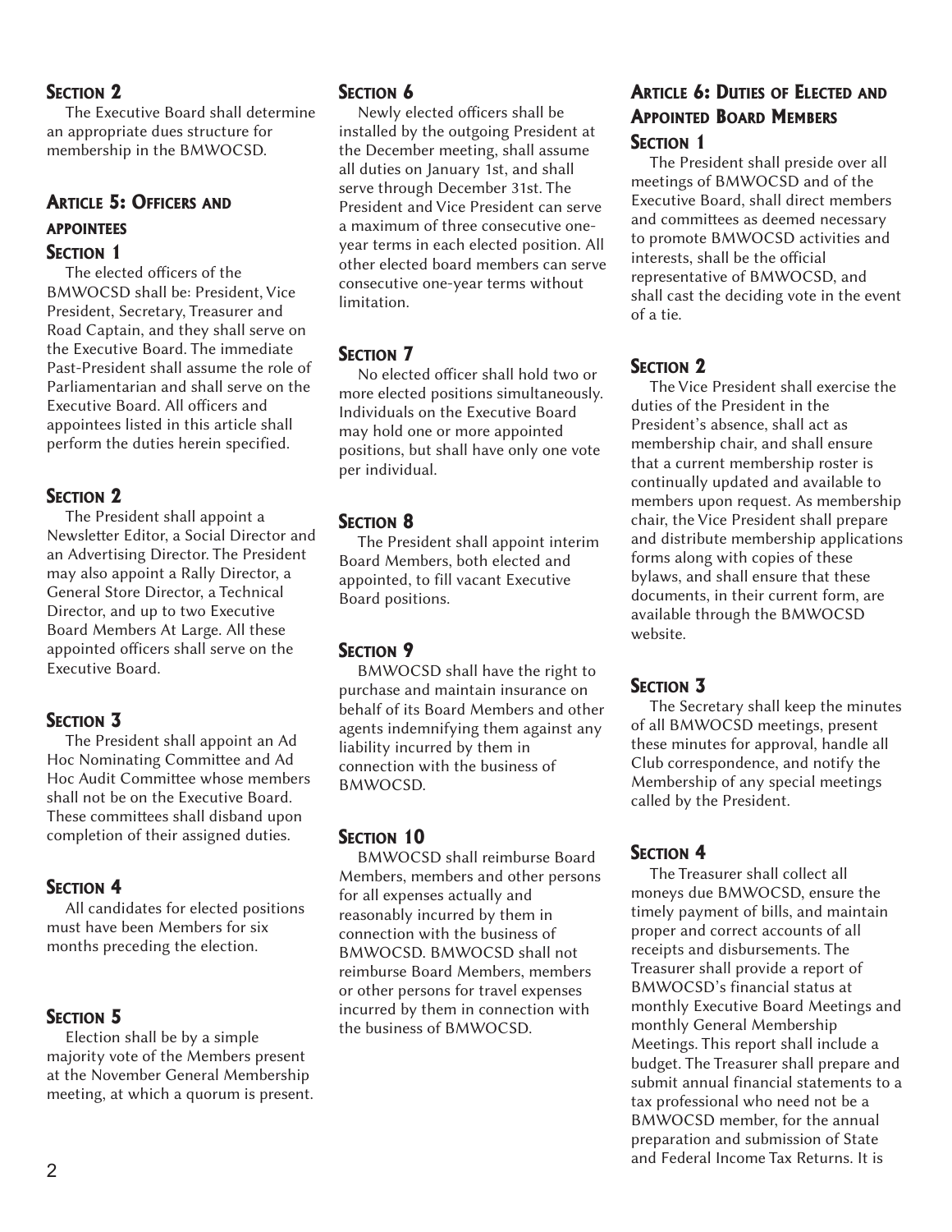### Section 2

The Executive Board shall determine an appropriate dues structure for membership in the BMWOCSD.

## Article 5: Officers and appointees

### Section 1

The elected officers of the BMWOCSD shall be: President, Vice President, Secretary, Treasurer and Road Captain, and they shall serve on the Executive Board. The immediate Past-President shall assume the role of Parliamentarian and shall serve on the Executive Board. All officers and appointees listed in this article shall perform the duties herein specified.

### Section 2

The President shall appoint a Newsletter Editor, a Social Director and an Advertising Director. The President may also appoint a Rally Director, a General Store Director, a Technical Director, and up to two Executive Board Members At Large. All these appointed officers shall serve on the Executive Board.

### Section 3

The President shall appoint an Ad Hoc Nominating Committee and Ad Hoc Audit Committee whose members shall not be on the Executive Board. These committees shall disband upon completion of their assigned duties.

### Section 4

All candidates for elected positions must have been Members for six months preceding the election.

### Section 5

Election shall be by a simple majority vote of the Members present at the November General Membership meeting, at which a quorum is present.

### Section 6

Newly elected officers shall be installed by the outgoing President at the December meeting, shall assume all duties on January 1st, and shall serve through December 31st. The President and Vice President can serve a maximum of three consecutive one-year terms in each elected position. All other elected board members can serve consecutive one-year terms without limitation.

### Section 7

No elected officer shall hold two or more elected positions simultaneously. Individuals on the Executive Board may hold one or more appointed positions, but shall have only one vote per individual.

### Section 8

The President shall appoint interim Board Members, both elected and appointed, to fill vacant Executive Board positions.

### Section 9

BMWOCSD shall have the right to purchase and maintain insurance on behalf of its Board Members and other agents indemnifying them against any liability incurred by them in connection with the business of BMWOCSD.

### Section 10

BMWOCSD shall reimburse Board Members, members and other persons for all expenses actually and reasonably incurred by them in connection with the business of BMWOCSD. BMWOCSD shall not reimburse Board Members, members or other persons for travel expenses incurred by them in connection with the business of BMWOCSD.

## Article 6: Duties of Elected and Appointed Board Members

### Section 1

The President shall preside over all meetings of BMWOCSD and of the Executive Board, shall direct members and committees as deemed necessary to promote BMWOCSD activities and interests, shall be the official representative of BMWOCSD, and shall cast the deciding vote in the event of a tie.

### Section 2

The Vice President shall exercise the duties of the President in the President's absence, shall act as membership chair, and shall ensure that a current membership roster is continually updated and available to members upon request. As membership chair, the Vice President shall prepare and distribute membership applications forms along with copies of these bylaws, and shall ensure that these documents, in their current form, are available through the BMWOCSD website.

### Section 3

The Secretary shall keep the minutes of all BMWOCSD meetings, present these minutes for approval, handle all Club correspondence, and notify the Membership of any special meetings called by the President.

### Section 4

The Treasurer shall collect all moneys due BMWOCSD, ensure the timely payment of bills, and maintain proper and correct accounts of all receipts and disbursements. The Treasurer shall provide a report of BMWOCSD's financial status at monthly Executive Board Meetings and monthly General Membership Meetings. This report shall include a budget. The Treasurer shall prepare and submit annual financial statements to a tax professional who need not be a BMWOCSD member, for the annual preparation and submission of State and Federal Income Tax Returns. It is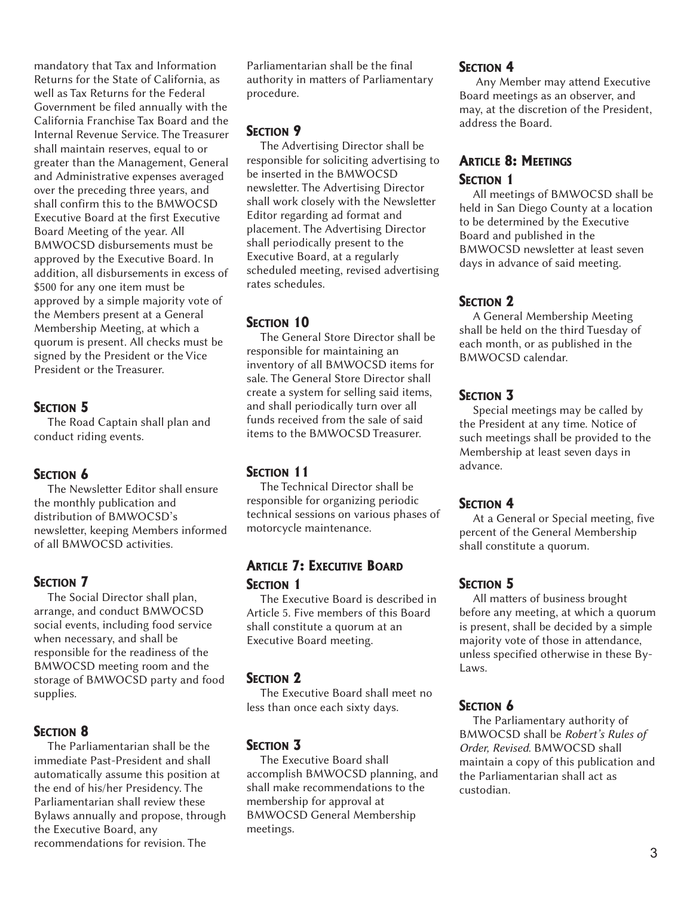mandatory that Tax and Information Returns for the State of California, as well as Tax Returns for the Federal Government be filed annually with the California Franchise Tax Board and the Internal Revenue Service. The Treasurer shall maintain reserves, equal to or greater than the Management, General and Administrative expenses averaged over the preceding three years, and shall confirm this to the BMWOCSD Executive Board at the first Executive Board Meeting of the year. All BMWOCSD disbursements must be approved by the Executive Board. In addition, all disbursements in excess of $500 for any one item must be approved by a simple majority vote of the Members present at a General Membership Meeting, at which a quorum is present. All checks must be signed by the President or the Vice President or the Treasurer.

### Section 5

The Road Captain shall plan and conduct riding events.

### Section 6

The Newsletter Editor shall ensure the monthly publication and distribution of BMWOCSD's newsletter, keeping Members informed of all BMWOCSD activities.

### Section 7

The Social Director shall plan, arrange, and conduct BMWOCSD social events, including food service when necessary, and shall be responsible for the readiness of the BMWOCSD meeting room and the storage of BMWOCSD party and food supplies.

### Section 8

The Parliamentarian shall be the immediate Past-President and shall automatically assume this position at the end of his/her Presidency. The Parliamentarian shall review these Bylaws annually and propose, through the Executive Board, any recommendations for revision. The Parliamentarian shall be the final authority in matters of Parliamentary procedure.

### Section 9

The Advertising Director shall be responsible for soliciting advertising to be inserted in the BMWOCSD newsletter. The Advertising Director shall work closely with the Newsletter Editor regarding ad format and placement. The Advertising Director shall periodically present to the Executive Board, at a regularly scheduled meeting, revised advertising rates schedules.

### Section 10

The General Store Director shall be responsible for maintaining an inventory of all BMWOCSD items for sale. The General Store Director shall create a system for selling said items, and shall periodically turn over all funds received from the sale of said items to the BMWOCSD Treasurer.

### Section 11

The Technical Director shall be responsible for organizing periodic technical sessions on various phases of motorcycle maintenance.

## Article 7: Executive Board

### Section 1

The Executive Board is described in Article 5. Five members of this Board shall constitute a quorum at an Executive Board meeting.

### Section 2

The Executive Board shall meet no less than once each sixty days.

### Section 3

The Executive Board shall accomplish BMWOCSD planning, and shall make recommendations to the membership for approval at BMWOCSD General Membership meetings.

### Section 4

Any Member may attend Executive Board meetings as an observer, and may, at the discretion of the President, address the Board.

## Article 8: Meetings

### Section 1

All meetings of BMWOCSD shall be held in San Diego County at a location to be determined by the Executive Board and published in the BMWOCSD newsletter at least seven days in advance of said meeting.

### Section 2

A General Membership Meeting shall be held on the third Tuesday of each month, or as published in the BMWOCSD calendar.

### Section 3

Special meetings may be called by the President at any time. Notice of such meetings shall be provided to the Membership at least seven days in advance.

### Section 4

At a General or Special meeting, five percent of the General Membership shall constitute a quorum.

### Section 5

All matters of business brought before any meeting, at which a quorum is present, shall be decided by a simple majority vote of those in attendance, unless specified otherwise in these By-Laws.

### Section 6

The Parliamentary authority of BMWOCSD shall be *Robert's Rules of Order, Revised*. BMWOCSD shall maintain a copy of this publication and the Parliamentarian shall act as custodian.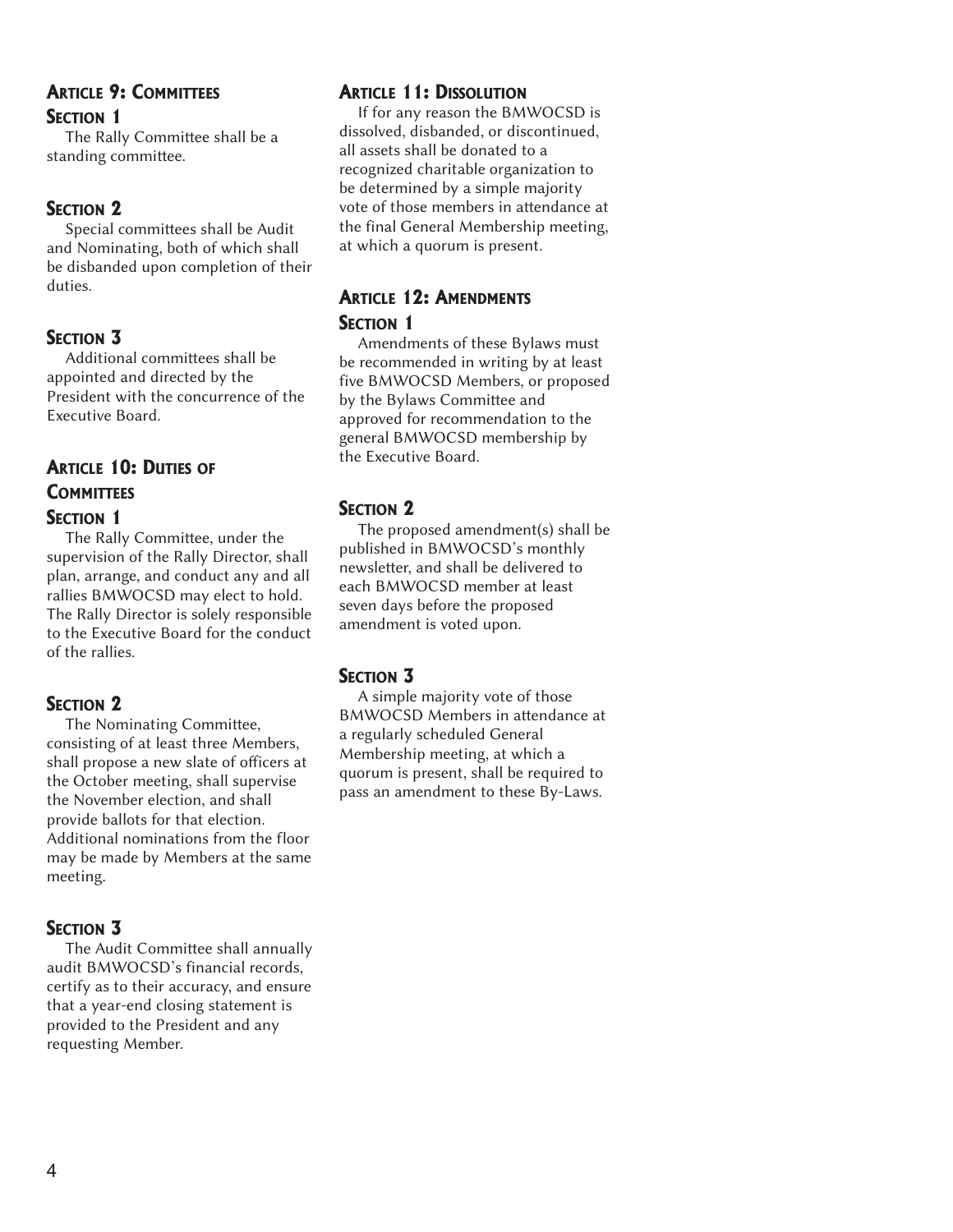## Article 9: Committees

### Section 1

The Rally Committee shall be a standing committee.

### Section 2

Special committees shall be Audit and Nominating, both of which shall be disbanded upon completion of their duties.

### Section 3

Additional committees shall be appointed and directed by the President with the concurrence of the Executive Board.

## Article 10: Duties of Committees

### Section 1

The Rally Committee, under the supervision of the Rally Director, shall plan, arrange, and conduct any and all rallies BMWOCSD may elect to hold. The Rally Director is solely responsible to the Executive Board for the conduct of the rallies.

### Section 2

The Nominating Committee, consisting of at least three Members, shall propose a new slate of officers at the October meeting, shall supervise the November election, and shall provide ballots for that election. Additional nominations from the floor may be made by Members at the same meeting.

### Section 3

The Audit Committee shall annually audit BMWOCSD's financial records, certify as to their accuracy, and ensure that a year-end closing statement is provided to the President and any requesting Member.

## Article 11: Dissolution

If for any reason the BMWOCSD is dissolved, disbanded, or discontinued, all assets shall be donated to a recognized charitable organization to be determined by a simple majority vote of those members in attendance at the final General Membership meeting, at which a quorum is present.

## Article 12: Amendments

### Section 1

Amendments of these Bylaws must be recommended in writing by at least five BMWOCSD Members, or proposed by the Bylaws Committee and approved for recommendation to the general BMWOCSD membership by the Executive Board.

### Section 2

The proposed amendment(s) shall be published in BMWOCSD's monthly newsletter, and shall be delivered to each BMWOCSD member at least seven days before the proposed amendment is voted upon.

### Section 3

A simple majority vote of those BMWOCSD Members in attendance at a regularly scheduled General Membership meeting, at which a quorum is present, shall be required to pass an amendment to these By-Laws.